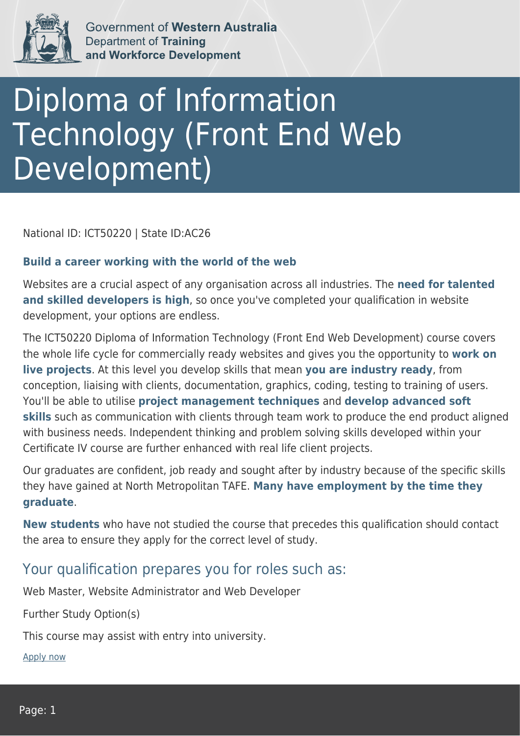Government of **Western Australia**
Department of **Training and Workforce Development**

# Diploma of Information Technology (Front End Web Development)

National ID: ICT50220 | State ID:AC26

**Build a career working with the world of the web**

Websites are a crucial aspect of any organisation across all industries. The **need for talented and skilled developers is high**, so once you've completed your qualification in website development, your options are endless.

The ICT50220 Diploma of Information Technology (Front End Web Development) course covers the whole life cycle for commercially ready websites and gives you the opportunity to **work on live projects**. At this level you develop skills that mean **you are industry ready**, from conception, liaising with clients, documentation, graphics, coding, testing to training of users. You'll be able to utilise **project management techniques** and **develop advanced soft skills** such as communication with clients through team work to produce the end product aligned with business needs. Independent thinking and problem solving skills developed within your Certificate IV course are further enhanced with real life client projects.

Our graduates are confident, job ready and sought after by industry because of the specific skills they have gained at North Metropolitan TAFE. **Many have employment by the time they graduate**.

**New students** who have not studied the course that precedes this qualification should contact the area to ensure they apply for the correct level of study.

## Your qualification prepares you for roles such as:

Web Master, Website Administrator and Web Developer

Further Study Option(s)

This course may assist with entry into university.

Apply now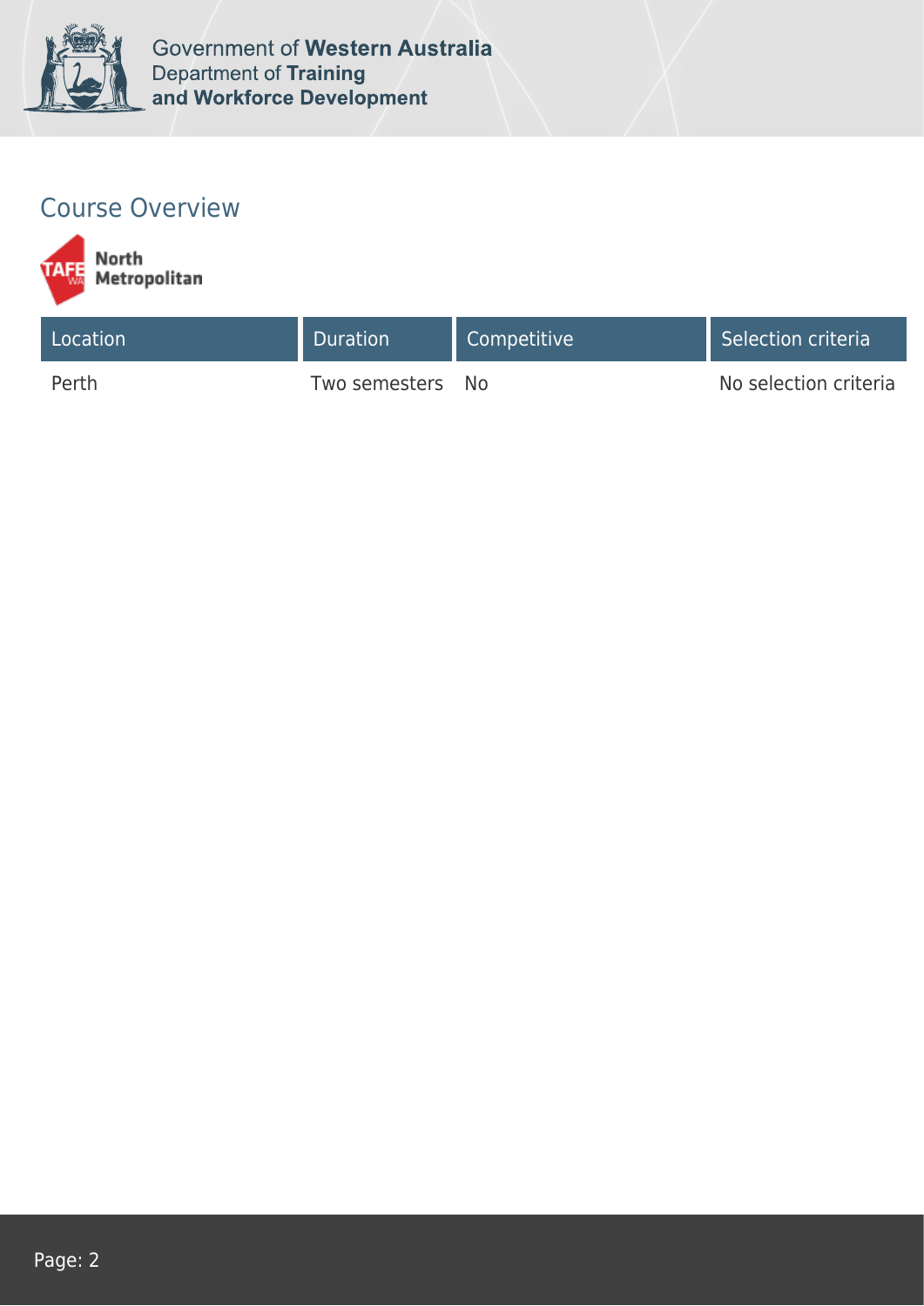## Course Overview

North Metropolitan

| Location | Duration | Competitive | Selection criteria |
| --- | --- | --- | --- |
| Perth | Two semesters | No | No selection criteria |